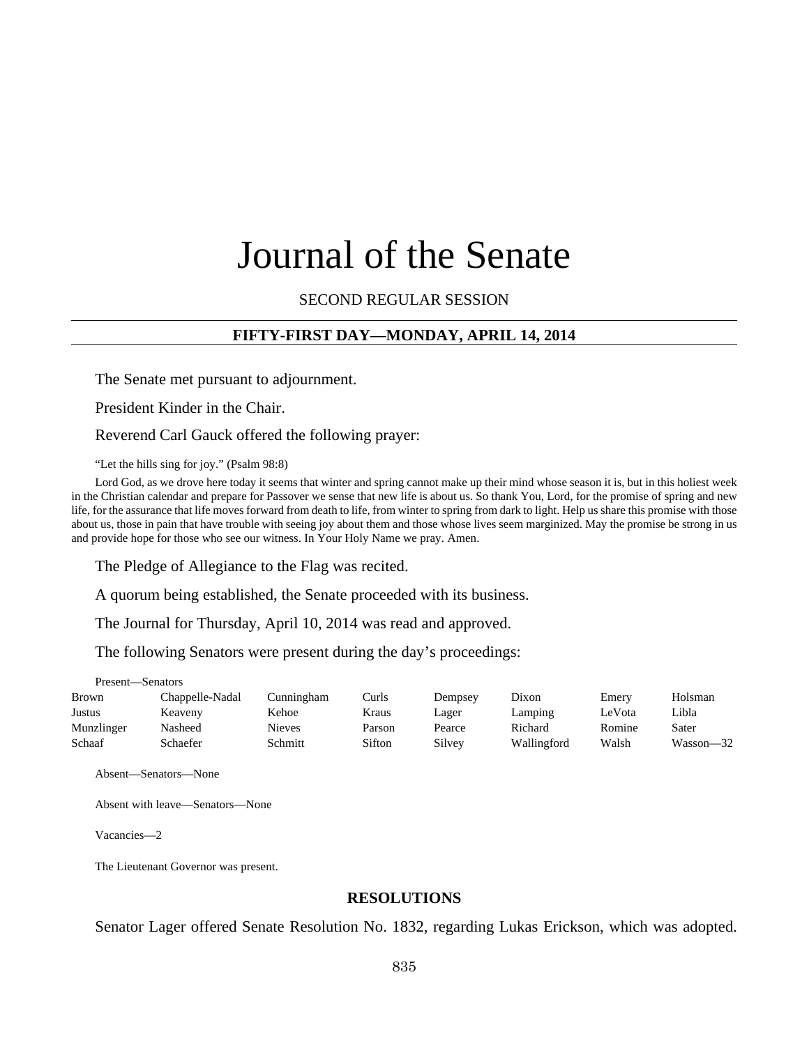# Journal of the Senate

SECOND REGULAR SESSION

## FIFTY-FIRST DAY—MONDAY, APRIL 14, 2014

The Senate met pursuant to adjournment.

President Kinder in the Chair.

Reverend Carl Gauck offered the following prayer:

"Let the hills sing for joy." (Psalm 98:8)

Lord God, as we drove here today it seems that winter and spring cannot make up their mind whose season it is, but in this holiest week in the Christian calendar and prepare for Passover we sense that new life is about us. So thank You, Lord, for the promise of spring and new life, for the assurance that life moves forward from death to life, from winter to spring from dark to light. Help us share this promise with those about us, those in pain that have trouble with seeing joy about them and those whose lives seem marginized. May the promise be strong in us and provide hope for those who see our witness. In Your Holy Name we pray. Amen.

The Pledge of Allegiance to the Flag was recited.

A quorum being established, the Senate proceeded with its business.

The Journal for Thursday, April 10, 2014 was read and approved.

The following Senators were present during the day's proceedings:

Present—Senators

| | | | | | | | |
|---|---|---|---|---|---|---|---|
| Brown | Chappelle-Nadal | Cunningham | Curls | Dempsey | Dixon | Emery | Holsman |
| Justus | Keaveny | Kehoe | Kraus | Lager | Lamping | LeVota | Libla |
| Munzlinger | Nasheed | Nieves | Parson | Pearce | Richard | Romine | Sater |
| Schaaf | Schaefer | Schmitt | Sifton | Silvey | Wallingford | Walsh | Wasson—32 |

Absent—Senators—None

Absent with leave—Senators—None

Vacancies—2

The Lieutenant Governor was present.

## RESOLUTIONS

Senator Lager offered Senate Resolution No. 1832, regarding Lukas Erickson, which was adopted.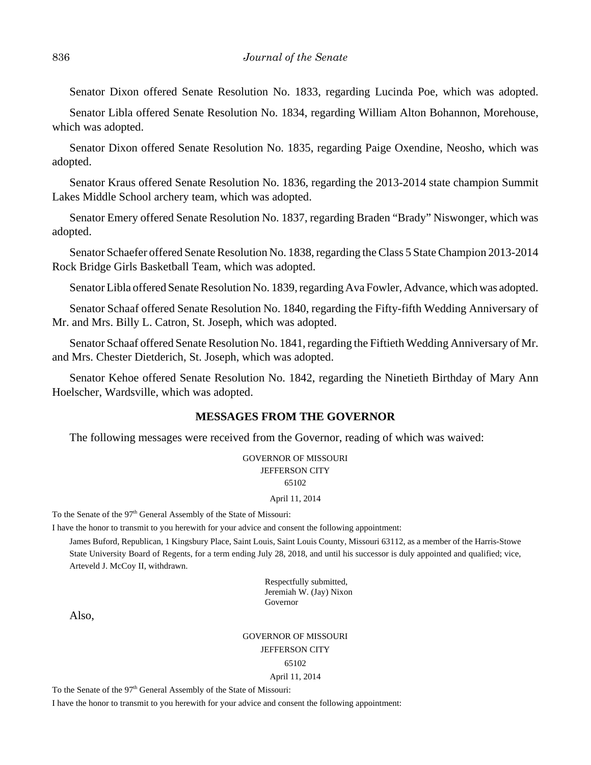Senator Dixon offered Senate Resolution No. 1833, regarding Lucinda Poe, which was adopted.

Senator Libla offered Senate Resolution No. 1834, regarding William Alton Bohannon, Morehouse, which was adopted.

Senator Dixon offered Senate Resolution No. 1835, regarding Paige Oxendine, Neosho, which was adopted.

Senator Kraus offered Senate Resolution No. 1836, regarding the 2013-2014 state champion Summit Lakes Middle School archery team, which was adopted.

Senator Emery offered Senate Resolution No. 1837, regarding Braden "Brady" Niswonger, which was adopted.

Senator Schaefer offered Senate Resolution No. 1838, regarding the Class 5 State Champion 2013-2014 Rock Bridge Girls Basketball Team, which was adopted.

Senator Libla offered Senate Resolution No. 1839, regarding Ava Fowler, Advance, which was adopted.

Senator Schaaf offered Senate Resolution No. 1840, regarding the Fifty-fifth Wedding Anniversary of Mr. and Mrs. Billy L. Catron, St. Joseph, which was adopted.

Senator Schaaf offered Senate Resolution No. 1841, regarding the Fiftieth Wedding Anniversary of Mr. and Mrs. Chester Dietderich, St. Joseph, which was adopted.

Senator Kehoe offered Senate Resolution No. 1842, regarding the Ninetieth Birthday of Mary Ann Hoelscher, Wardsville, which was adopted.

## MESSAGES FROM THE GOVERNOR

The following messages were received from the Governor, reading of which was waived:

GOVERNOR OF MISSOURI
JEFFERSON CITY
65102

April 11, 2014

To the Senate of the 97th General Assembly of the State of Missouri:

I have the honor to transmit to you herewith for your advice and consent the following appointment:

James Buford, Republican, 1 Kingsbury Place, Saint Louis, Saint Louis County, Missouri 63112, as a member of the Harris-Stowe State University Board of Regents, for a term ending July 28, 2018, and until his successor is duly appointed and qualified; vice, Arteveld J. McCoy II, withdrawn.

Respectfully submitted,
Jeremiah W. (Jay) Nixon
Governor

Also,

GOVERNOR OF MISSOURI
JEFFERSON CITY
65102

April 11, 2014

To the Senate of the 97th General Assembly of the State of Missouri:

I have the honor to transmit to you herewith for your advice and consent the following appointment: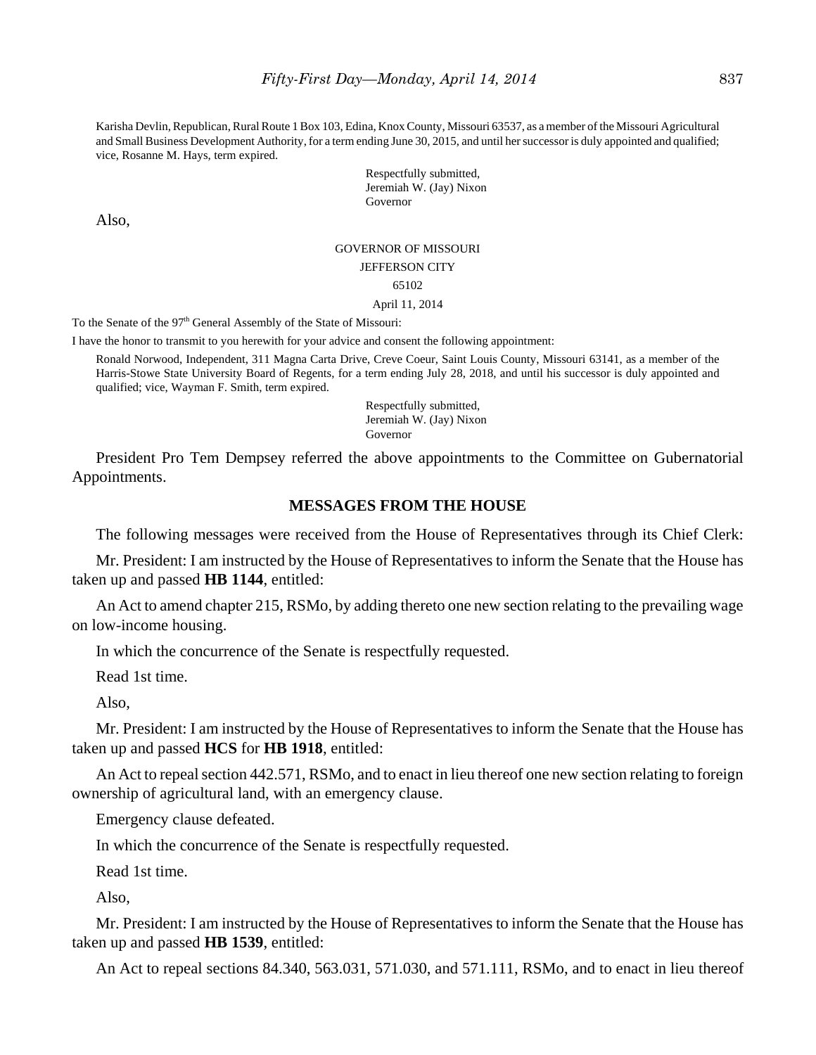Karisha Devlin, Republican, Rural Route 1 Box 103, Edina, Knox County, Missouri 63537, as a member of the Missouri Agricultural and Small Business Development Authority, for a term ending June 30, 2015, and until her successor is duly appointed and qualified; vice, Rosanne M. Hays, term expired.

Respectfully submitted,
Jeremiah W. (Jay) Nixon
Governor

Also,

GOVERNOR OF MISSOURI
JEFFERSON CITY
65102
April 11, 2014

To the Senate of the 97th General Assembly of the State of Missouri:

I have the honor to transmit to you herewith for your advice and consent the following appointment:

Ronald Norwood, Independent, 311 Magna Carta Drive, Creve Coeur, Saint Louis County, Missouri 63141, as a member of the Harris-Stowe State University Board of Regents, for a term ending July 28, 2018, and until his successor is duly appointed and qualified; vice, Wayman F. Smith, term expired.

Respectfully submitted,
Jeremiah W. (Jay) Nixon
Governor

President Pro Tem Dempsey referred the above appointments to the Committee on Gubernatorial Appointments.

## MESSAGES FROM THE HOUSE

The following messages were received from the House of Representatives through its Chief Clerk:

Mr. President: I am instructed by the House of Representatives to inform the Senate that the House has taken up and passed **HB 1144**, entitled:

An Act to amend chapter 215, RSMo, by adding thereto one new section relating to the prevailing wage on low-income housing.

In which the concurrence of the Senate is respectfully requested.

Read 1st time.

Also,

Mr. President: I am instructed by the House of Representatives to inform the Senate that the House has taken up and passed **HCS** for **HB 1918**, entitled:

An Act to repeal section 442.571, RSMo, and to enact in lieu thereof one new section relating to foreign ownership of agricultural land, with an emergency clause.

Emergency clause defeated.

In which the concurrence of the Senate is respectfully requested.

Read 1st time.

Also,

Mr. President: I am instructed by the House of Representatives to inform the Senate that the House has taken up and passed **HB 1539**, entitled:

An Act to repeal sections 84.340, 563.031, 571.030, and 571.111, RSMo, and to enact in lieu thereof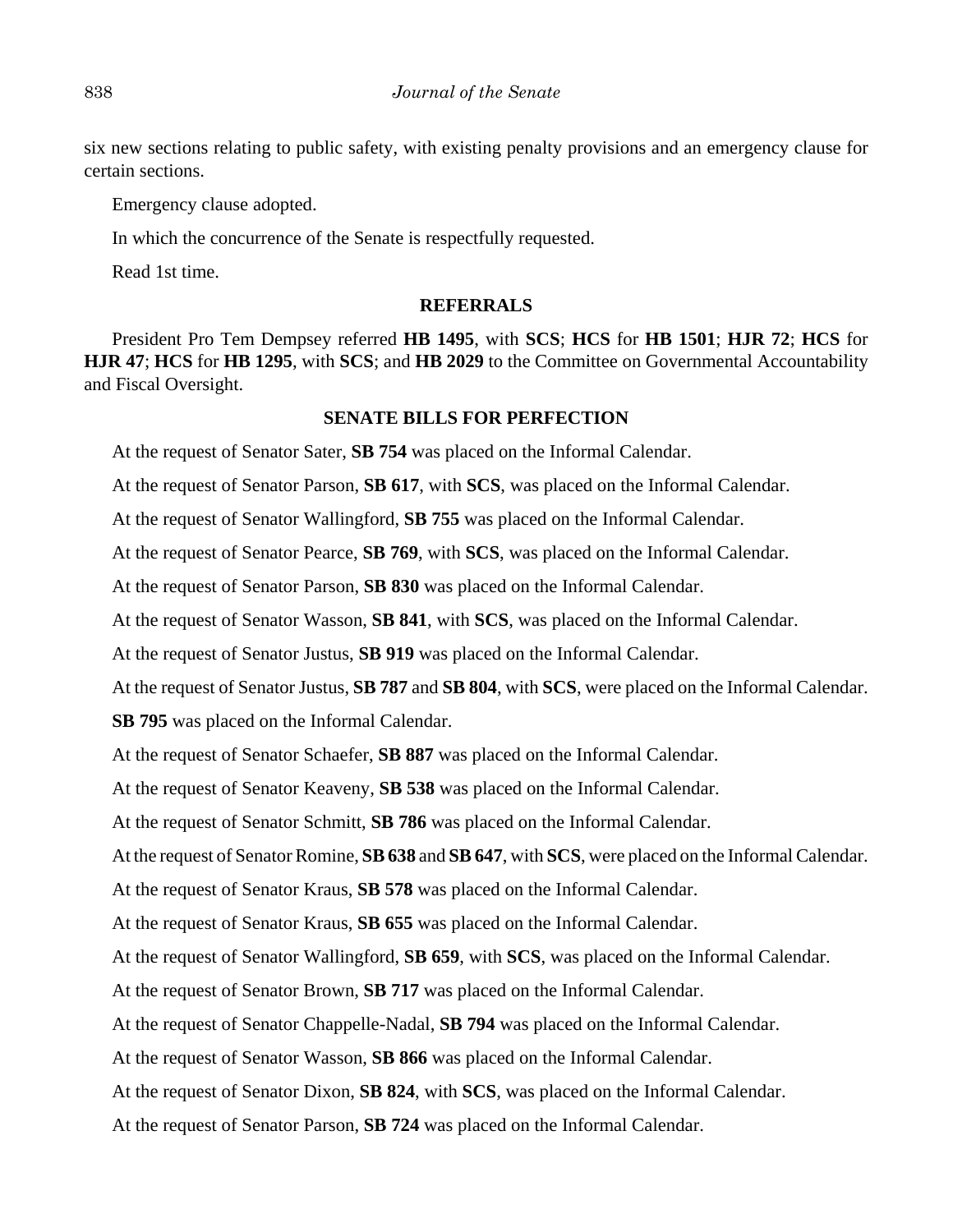six new sections relating to public safety, with existing penalty provisions and an emergency clause for certain sections.

Emergency clause adopted.

In which the concurrence of the Senate is respectfully requested.

Read 1st time.

## REFERRALS

President Pro Tem Dempsey referred **HB 1495**, with **SCS**; **HCS** for **HB 1501**; **HJR 72**; **HCS** for **HJR 47**; **HCS** for **HB 1295**, with **SCS**; and **HB 2029** to the Committee on Governmental Accountability and Fiscal Oversight.

## SENATE BILLS FOR PERFECTION

At the request of Senator Sater, **SB 754** was placed on the Informal Calendar.

At the request of Senator Parson, **SB 617**, with **SCS**, was placed on the Informal Calendar.

At the request of Senator Wallingford, **SB 755** was placed on the Informal Calendar.

At the request of Senator Pearce, **SB 769**, with **SCS**, was placed on the Informal Calendar.

At the request of Senator Parson, **SB 830** was placed on the Informal Calendar.

At the request of Senator Wasson, **SB 841**, with **SCS**, was placed on the Informal Calendar.

At the request of Senator Justus, **SB 919** was placed on the Informal Calendar.

At the request of Senator Justus, **SB 787** and **SB 804**, with **SCS**, were placed on the Informal Calendar.

**SB 795** was placed on the Informal Calendar.

At the request of Senator Schaefer, **SB 887** was placed on the Informal Calendar.

At the request of Senator Keaveny, **SB 538** was placed on the Informal Calendar.

At the request of Senator Schmitt, **SB 786** was placed on the Informal Calendar.

At the request of Senator Romine, **SB 638** and **SB 647**, with **SCS**, were placed on the Informal Calendar.

At the request of Senator Kraus, **SB 578** was placed on the Informal Calendar.

At the request of Senator Kraus, **SB 655** was placed on the Informal Calendar.

At the request of Senator Wallingford, **SB 659**, with **SCS**, was placed on the Informal Calendar.

At the request of Senator Brown, **SB 717** was placed on the Informal Calendar.

At the request of Senator Chappelle-Nadal, **SB 794** was placed on the Informal Calendar.

At the request of Senator Wasson, **SB 866** was placed on the Informal Calendar.

At the request of Senator Dixon, **SB 824**, with **SCS**, was placed on the Informal Calendar.

At the request of Senator Parson, **SB 724** was placed on the Informal Calendar.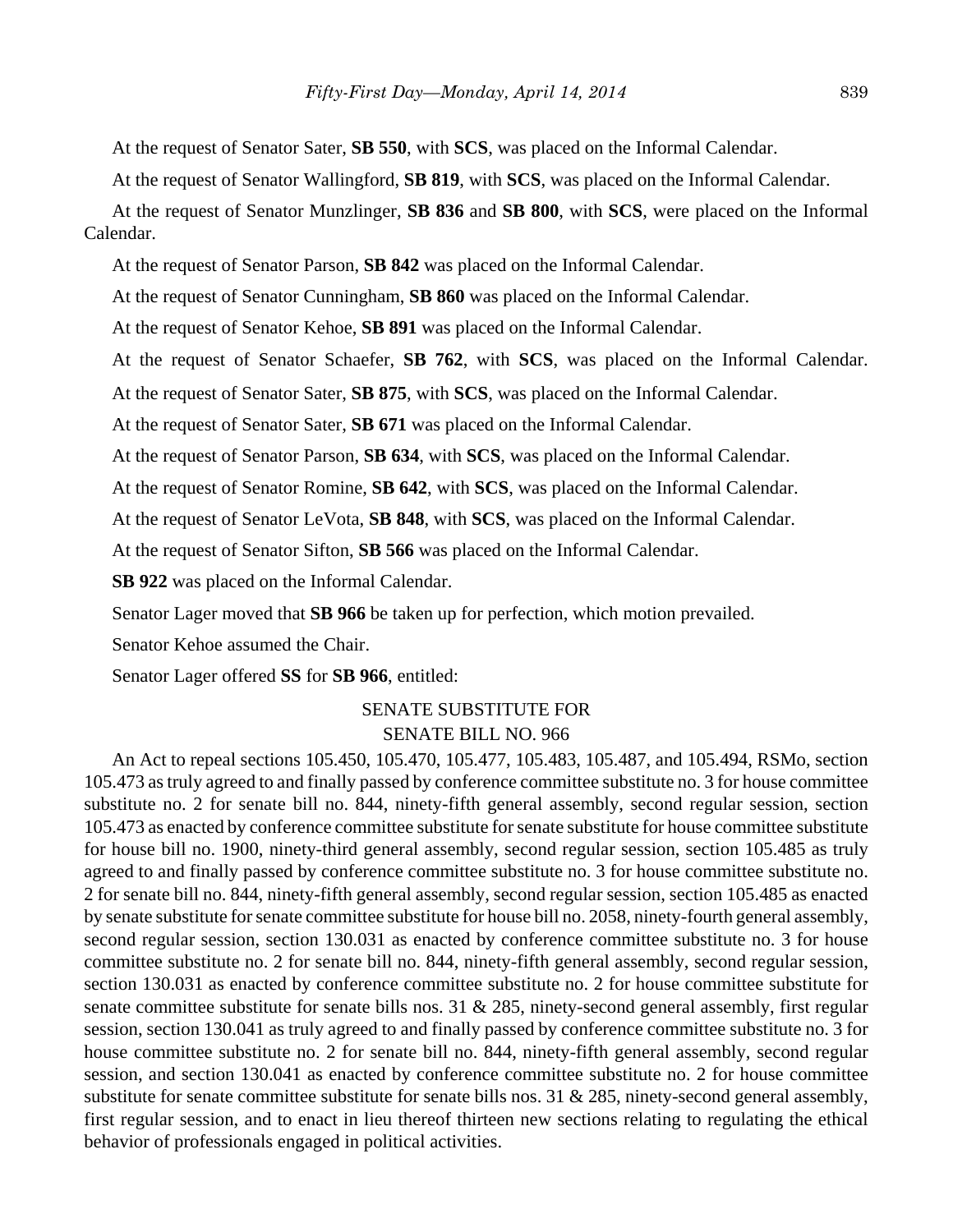At the request of Senator Sater, **SB 550**, with **SCS**, was placed on the Informal Calendar.

At the request of Senator Wallingford, **SB 819**, with **SCS**, was placed on the Informal Calendar.

At the request of Senator Munzlinger, **SB 836** and **SB 800**, with **SCS**, were placed on the Informal Calendar.

At the request of Senator Parson, **SB 842** was placed on the Informal Calendar.

At the request of Senator Cunningham, **SB 860** was placed on the Informal Calendar.

At the request of Senator Kehoe, **SB 891** was placed on the Informal Calendar.

At the request of Senator Schaefer, **SB 762**, with **SCS**, was placed on the Informal Calendar.

At the request of Senator Sater, **SB 875**, with **SCS**, was placed on the Informal Calendar.

At the request of Senator Sater, **SB 671** was placed on the Informal Calendar.

At the request of Senator Parson, **SB 634**, with **SCS**, was placed on the Informal Calendar.

At the request of Senator Romine, **SB 642**, with **SCS**, was placed on the Informal Calendar.

At the request of Senator LeVota, **SB 848**, with **SCS**, was placed on the Informal Calendar.

At the request of Senator Sifton, **SB 566** was placed on the Informal Calendar.

**SB 922** was placed on the Informal Calendar.

Senator Lager moved that **SB 966** be taken up for perfection, which motion prevailed.

Senator Kehoe assumed the Chair.

Senator Lager offered **SS** for **SB 966**, entitled:

SENATE SUBSTITUTE FOR
SENATE BILL NO. 966

An Act to repeal sections 105.450, 105.470, 105.477, 105.483, 105.487, and 105.494, RSMo, section 105.473 as truly agreed to and finally passed by conference committee substitute no. 3 for house committee substitute no. 2 for senate bill no. 844, ninety-fifth general assembly, second regular session, section 105.473 as enacted by conference committee substitute for senate substitute for house committee substitute for house bill no. 1900, ninety-third general assembly, second regular session, section 105.485 as truly agreed to and finally passed by conference committee substitute no. 3 for house committee substitute no. 2 for senate bill no. 844, ninety-fifth general assembly, second regular session, section 105.485 as enacted by senate substitute for senate committee substitute for house bill no. 2058, ninety-fourth general assembly, second regular session, section 130.031 as enacted by conference committee substitute no. 3 for house committee substitute no. 2 for senate bill no. 844, ninety-fifth general assembly, second regular session, section 130.031 as enacted by conference committee substitute no. 2 for house committee substitute for senate committee substitute for senate bills nos. 31 & 285, ninety-second general assembly, first regular session, section 130.041 as truly agreed to and finally passed by conference committee substitute no. 3 for house committee substitute no. 2 for senate bill no. 844, ninety-fifth general assembly, second regular session, and section 130.041 as enacted by conference committee substitute no. 2 for house committee substitute for senate committee substitute for senate bills nos. 31 & 285, ninety-second general assembly, first regular session, and to enact in lieu thereof thirteen new sections relating to regulating the ethical behavior of professionals engaged in political activities.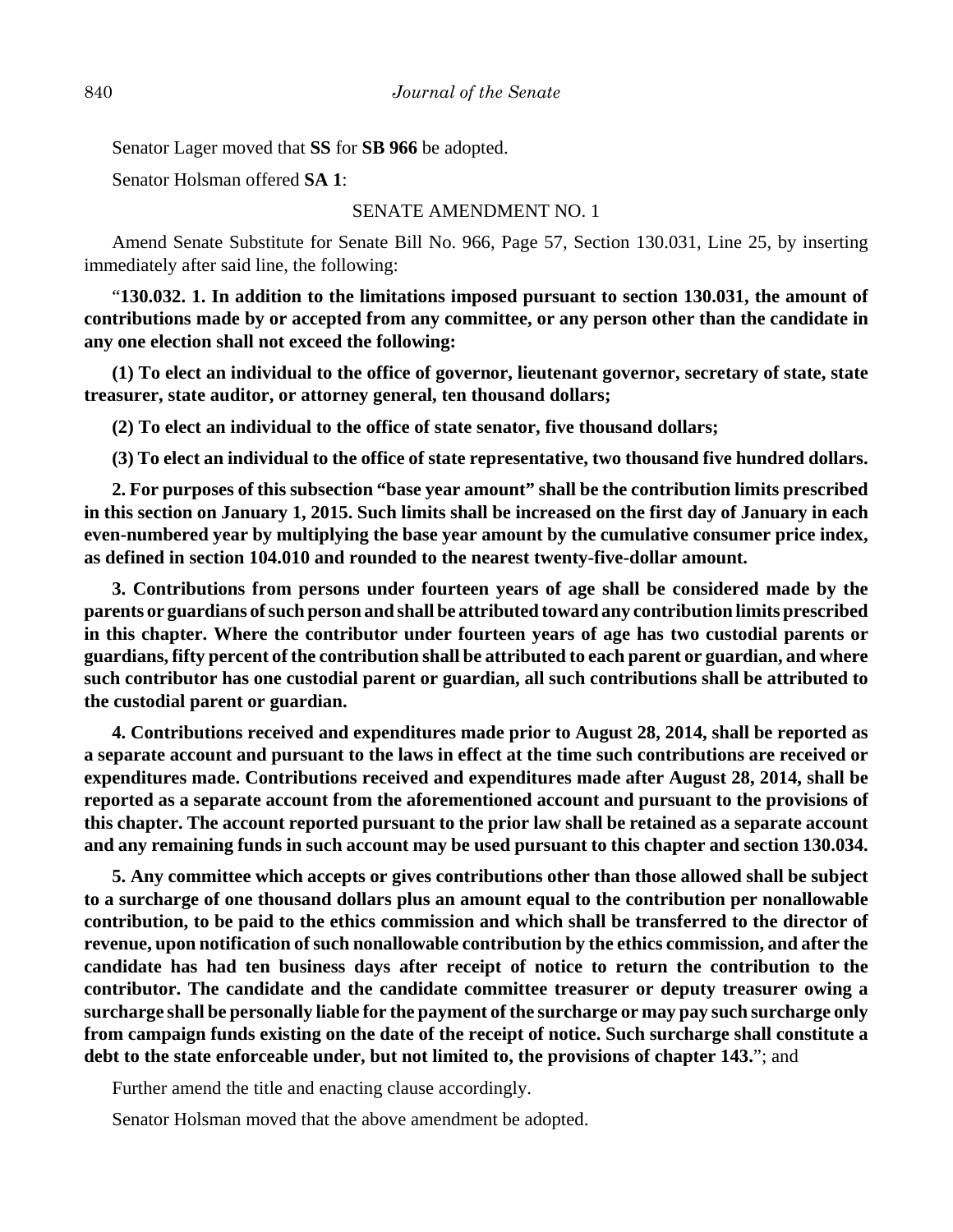Senator Lager moved that **SS** for **SB 966** be adopted.

Senator Holsman offered **SA 1**:

SENATE AMENDMENT NO. 1

Amend Senate Substitute for Senate Bill No. 966, Page 57, Section 130.031, Line 25, by inserting immediately after said line, the following:

"**130.032. 1. In addition to the limitations imposed pursuant to section 130.031, the amount of contributions made by or accepted from any committee, or any person other than the candidate in any one election shall not exceed the following:**

**(1) To elect an individual to the office of governor, lieutenant governor, secretary of state, state treasurer, state auditor, or attorney general, ten thousand dollars;**

**(2) To elect an individual to the office of state senator, five thousand dollars;**

**(3) To elect an individual to the office of state representative, two thousand five hundred dollars.**

**2. For purposes of this subsection "base year amount" shall be the contribution limits prescribed in this section on January 1, 2015. Such limits shall be increased on the first day of January in each even-numbered year by multiplying the base year amount by the cumulative consumer price index, as defined in section 104.010 and rounded to the nearest twenty-five-dollar amount.**

**3. Contributions from persons under fourteen years of age shall be considered made by the parents or guardians of such person and shall be attributed toward any contribution limits prescribed in this chapter. Where the contributor under fourteen years of age has two custodial parents or guardians, fifty percent of the contribution shall be attributed to each parent or guardian, and where such contributor has one custodial parent or guardian, all such contributions shall be attributed to the custodial parent or guardian.**

**4. Contributions received and expenditures made prior to August 28, 2014, shall be reported as a separate account and pursuant to the laws in effect at the time such contributions are received or expenditures made. Contributions received and expenditures made after August 28, 2014, shall be reported as a separate account from the aforementioned account and pursuant to the provisions of this chapter. The account reported pursuant to the prior law shall be retained as a separate account and any remaining funds in such account may be used pursuant to this chapter and section 130.034.**

**5. Any committee which accepts or gives contributions other than those allowed shall be subject to a surcharge of one thousand dollars plus an amount equal to the contribution per nonallowable contribution, to be paid to the ethics commission and which shall be transferred to the director of revenue, upon notification of such nonallowable contribution by the ethics commission, and after the candidate has had ten business days after receipt of notice to return the contribution to the contributor. The candidate and the candidate committee treasurer or deputy treasurer owing a surcharge shall be personally liable for the payment of the surcharge or may pay such surcharge only from campaign funds existing on the date of the receipt of notice. Such surcharge shall constitute a debt to the state enforceable under, but not limited to, the provisions of chapter 143.**"; and

Further amend the title and enacting clause accordingly.

Senator Holsman moved that the above amendment be adopted.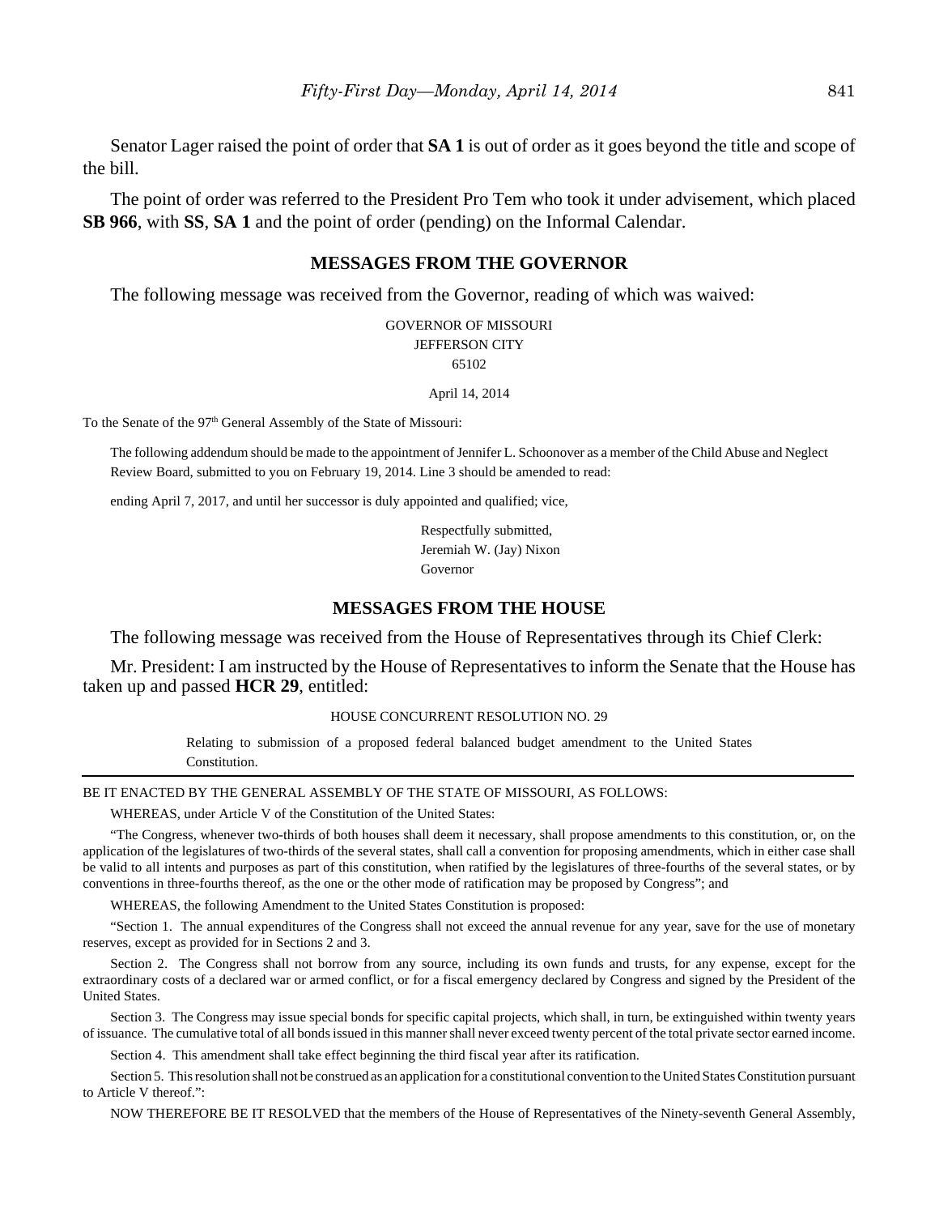Senator Lager raised the point of order that **SA 1** is out of order as it goes beyond the title and scope of the bill.

The point of order was referred to the President Pro Tem who took it under advisement, which placed **SB 966**, with **SS**, **SA 1** and the point of order (pending) on the Informal Calendar.

## MESSAGES FROM THE GOVERNOR

The following message was received from the Governor, reading of which was waived:

GOVERNOR OF MISSOURI
JEFFERSON CITY
65102

April 14, 2014

To the Senate of the 97th General Assembly of the State of Missouri:

The following addendum should be made to the appointment of Jennifer L. Schoonover as a member of the Child Abuse and Neglect Review Board, submitted to you on February 19, 2014. Line 3 should be amended to read:

ending April 7, 2017, and until her successor is duly appointed and qualified; vice,

Respectfully submitted,
Jeremiah W. (Jay) Nixon
Governor

## MESSAGES FROM THE HOUSE

The following message was received from the House of Representatives through its Chief Clerk:

Mr. President: I am instructed by the House of Representatives to inform the Senate that the House has taken up and passed **HCR 29**, entitled:

HOUSE CONCURRENT RESOLUTION NO. 29

Relating to submission of a proposed federal balanced budget amendment to the United States Constitution.

---

BE IT ENACTED BY THE GENERAL ASSEMBLY OF THE STATE OF MISSOURI, AS FOLLOWS:

WHEREAS, under Article V of the Constitution of the United States:

"The Congress, whenever two-thirds of both houses shall deem it necessary, shall propose amendments to this constitution, or, on the application of the legislatures of two-thirds of the several states, shall call a convention for proposing amendments, which in either case shall be valid to all intents and purposes as part of this constitution, when ratified by the legislatures of three-fourths of the several states, or by conventions in three-fourths thereof, as the one or the other mode of ratification may be proposed by Congress"; and

WHEREAS, the following Amendment to the United States Constitution is proposed:

"Section 1. The annual expenditures of the Congress shall not exceed the annual revenue for any year, save for the use of monetary reserves, except as provided for in Sections 2 and 3.

Section 2. The Congress shall not borrow from any source, including its own funds and trusts, for any expense, except for the extraordinary costs of a declared war or armed conflict, or for a fiscal emergency declared by Congress and signed by the President of the United States.

Section 3. The Congress may issue special bonds for specific capital projects, which shall, in turn, be extinguished within twenty years of issuance. The cumulative total of all bonds issued in this manner shall never exceed twenty percent of the total private sector earned income.

Section 4. This amendment shall take effect beginning the third fiscal year after its ratification.

Section 5. This resolution shall not be construed as an application for a constitutional convention to the United States Constitution pursuant to Article V thereof.":

NOW THEREFORE BE IT RESOLVED that the members of the House of Representatives of the Ninety-seventh General Assembly,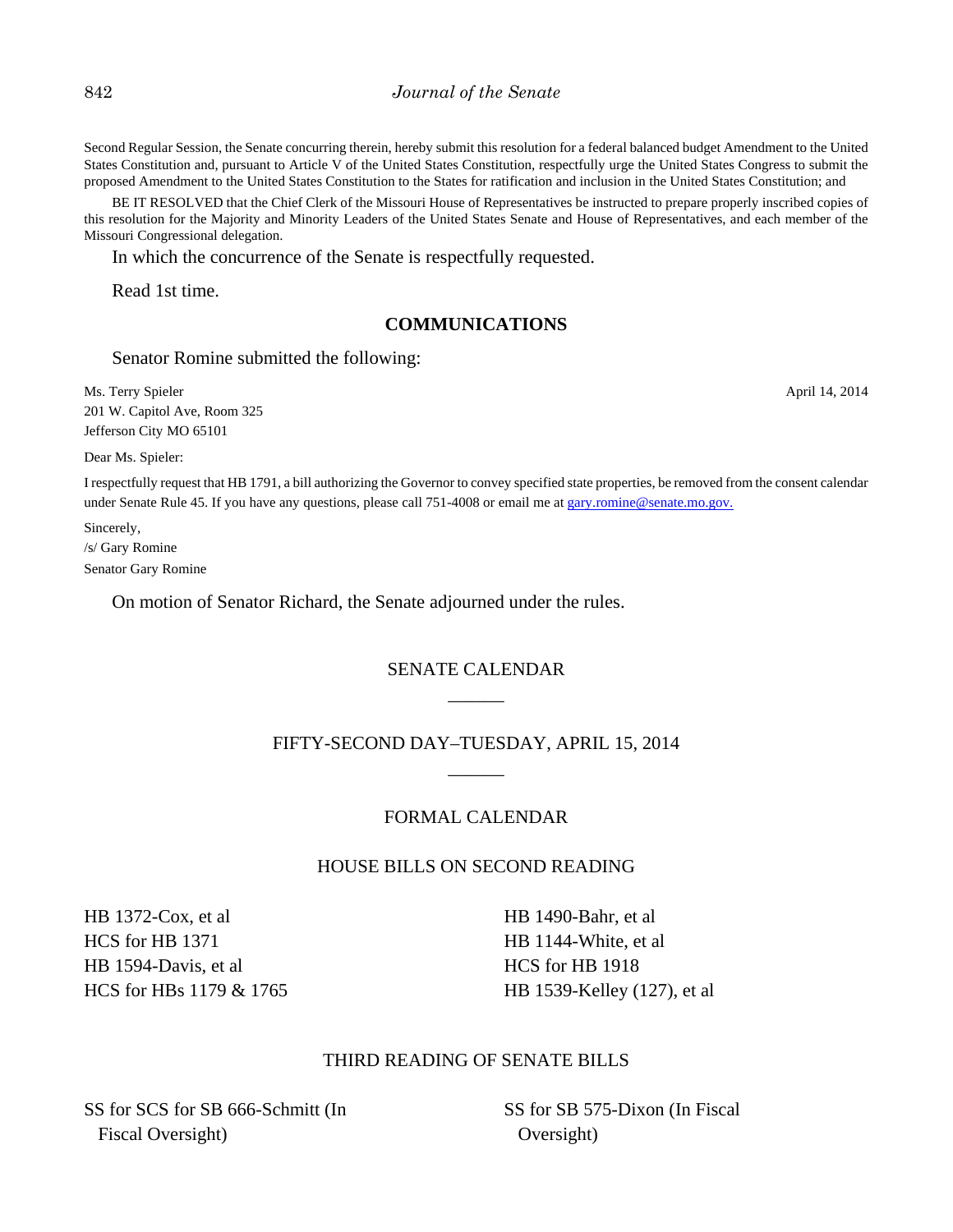Second Regular Session, the Senate concurring therein, hereby submit this resolution for a federal balanced budget Amendment to the United States Constitution and, pursuant to Article V of the United States Constitution, respectfully urge the United States Congress to submit the proposed Amendment to the United States Constitution to the States for ratification and inclusion in the United States Constitution; and

BE IT RESOLVED that the Chief Clerk of the Missouri House of Representatives be instructed to prepare properly inscribed copies of this resolution for the Majority and Minority Leaders of the United States Senate and House of Representatives, and each member of the Missouri Congressional delegation.

In which the concurrence of the Senate is respectfully requested.

Read 1st time.

## COMMUNICATIONS

Senator Romine submitted the following:

April 14, 2014

Ms. Terry Spieler
201 W. Capitol Ave, Room 325
Jefferson City MO 65101

Dear Ms. Spieler:

I respectfully request that HB 1791, a bill authorizing the Governor to convey specified state properties, be removed from the consent calendar under Senate Rule 45. If you have any questions, please call 751-4008 or email me at gary.romine@senate.mo.gov.

Sincerely,
/s/ Gary Romine
Senator Gary Romine

On motion of Senator Richard, the Senate adjourned under the rules.

## SENATE CALENDAR

______

## FIFTY-SECOND DAY–TUESDAY, APRIL 15, 2014

______

## FORMAL CALENDAR

### HOUSE BILLS ON SECOND READING

HB 1372-Cox, et al
HCS for HB 1371
HB 1594-Davis, et al
HCS for HBs 1179 & 1765
HB 1490-Bahr, et al
HB 1144-White, et al
HCS for HB 1918
HB 1539-Kelley (127), et al

### THIRD READING OF SENATE BILLS

SS for SCS for SB 666-Schmitt (In Fiscal Oversight)
SS for SB 575-Dixon (In Fiscal Oversight)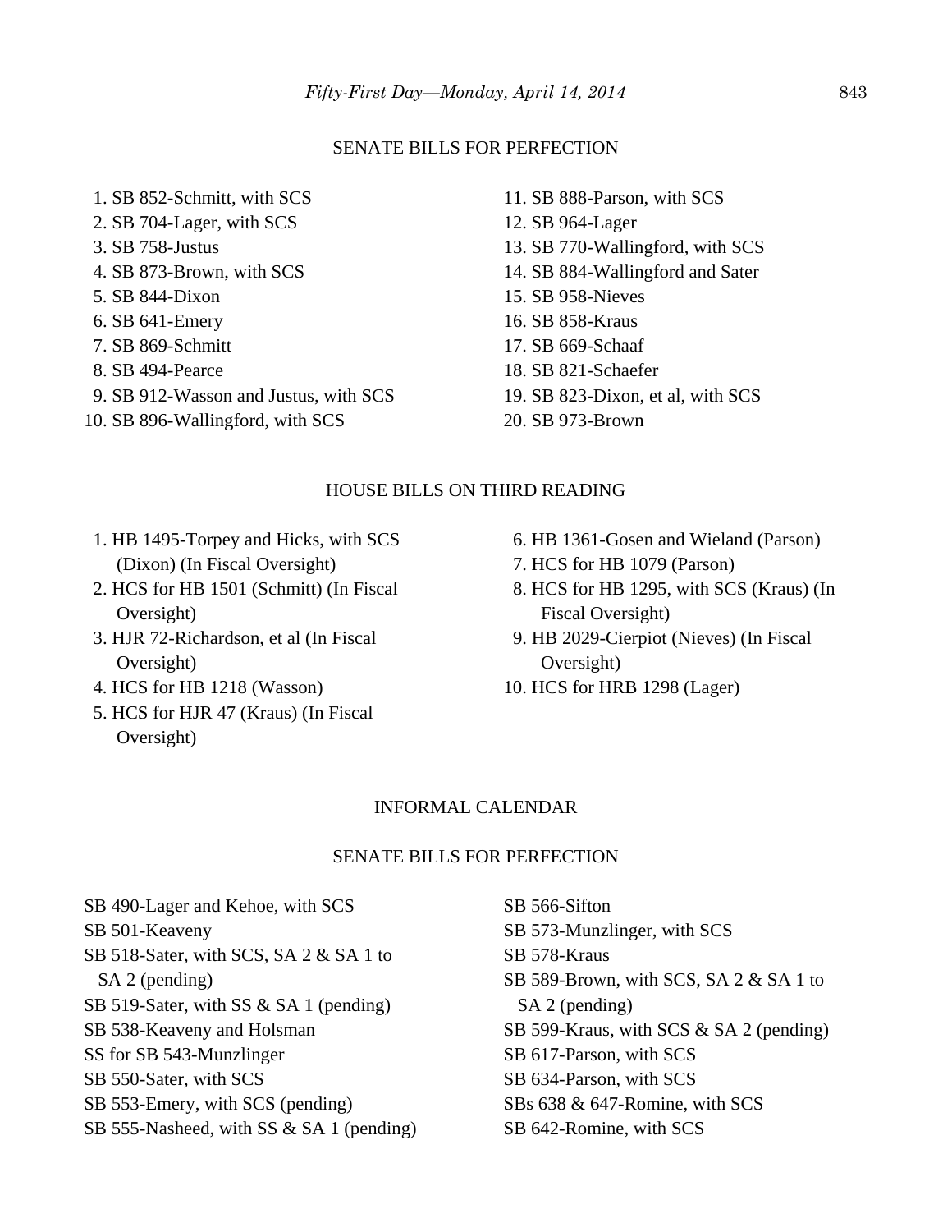## SENATE BILLS FOR PERFECTION

1. SB 852-Schmitt, with SCS
2. SB 704-Lager, with SCS
3. SB 758-Justus
4. SB 873-Brown, with SCS
5. SB 844-Dixon
6. SB 641-Emery
7. SB 869-Schmitt
8. SB 494-Pearce
9. SB 912-Wasson and Justus, with SCS
10. SB 896-Wallingford, with SCS
11. SB 888-Parson, with SCS
12. SB 964-Lager
13. SB 770-Wallingford, with SCS
14. SB 884-Wallingford and Sater
15. SB 958-Nieves
16. SB 858-Kraus
17. SB 669-Schaaf
18. SB 821-Schaefer
19. SB 823-Dixon, et al, with SCS
20. SB 973-Brown

## HOUSE BILLS ON THIRD READING

1. HB 1495-Torpey and Hicks, with SCS (Dixon) (In Fiscal Oversight)
2. HCS for HB 1501 (Schmitt) (In Fiscal Oversight)
3. HJR 72-Richardson, et al (In Fiscal Oversight)
4. HCS for HB 1218 (Wasson)
5. HCS for HJR 47 (Kraus) (In Fiscal Oversight)
6. HB 1361-Gosen and Wieland (Parson)
7. HCS for HB 1079 (Parson)
8. HCS for HB 1295, with SCS (Kraus) (In Fiscal Oversight)
9. HB 2029-Cierpiot (Nieves) (In Fiscal Oversight)
10. HCS for HRB 1298 (Lager)

## INFORMAL CALENDAR

## SENATE BILLS FOR PERFECTION

SB 490-Lager and Kehoe, with SCS
SB 501-Keaveny
SB 518-Sater, with SCS, SA 2 & SA 1 to SA 2 (pending)
SB 519-Sater, with SS & SA 1 (pending)
SB 538-Keaveny and Holsman
SS for SB 543-Munzlinger
SB 550-Sater, with SCS
SB 553-Emery, with SCS (pending)
SB 555-Nasheed, with SS & SA 1 (pending)
SB 566-Sifton
SB 573-Munzlinger, with SCS
SB 578-Kraus
SB 589-Brown, with SCS, SA 2 & SA 1 to SA 2 (pending)
SB 599-Kraus, with SCS & SA 2 (pending)
SB 617-Parson, with SCS
SB 634-Parson, with SCS
SBs 638 & 647-Romine, with SCS
SB 642-Romine, with SCS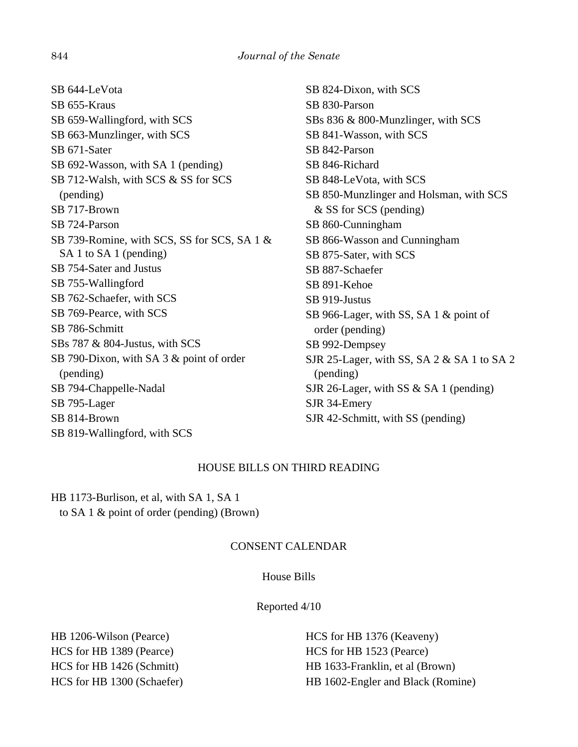SB 644-LeVota
SB 655-Kraus
SB 659-Wallingford, with SCS
SB 663-Munzlinger, with SCS
SB 671-Sater
SB 692-Wasson, with SA 1 (pending)
SB 712-Walsh, with SCS & SS for SCS (pending)
SB 717-Brown
SB 724-Parson
SB 739-Romine, with SCS, SS for SCS, SA 1 & SA 1 to SA 1 (pending)
SB 754-Sater and Justus
SB 755-Wallingford
SB 762-Schaefer, with SCS
SB 769-Pearce, with SCS
SB 786-Schmitt
SBs 787 & 804-Justus, with SCS
SB 790-Dixon, with SA 3 & point of order (pending)
SB 794-Chappelle-Nadal
SB 795-Lager
SB 814-Brown
SB 819-Wallingford, with SCS
SB 824-Dixon, with SCS
SB 830-Parson
SBs 836 & 800-Munzlinger, with SCS
SB 841-Wasson, with SCS
SB 842-Parson
SB 846-Richard
SB 848-LeVota, with SCS
SB 850-Munzlinger and Holsman, with SCS & SS for SCS (pending)
SB 860-Cunningham
SB 866-Wasson and Cunningham
SB 875-Sater, with SCS
SB 887-Schaefer
SB 891-Kehoe
SB 919-Justus
SB 966-Lager, with SS, SA 1 & point of order (pending)
SB 992-Dempsey
SJR 25-Lager, with SS, SA 2 & SA 1 to SA 2 (pending)
SJR 26-Lager, with SS & SA 1 (pending)
SJR 34-Emery
SJR 42-Schmitt, with SS (pending)

## HOUSE BILLS ON THIRD READING

HB 1173-Burlison, et al, with SA 1, SA 1 to SA 1 & point of order (pending) (Brown)

## CONSENT CALENDAR

### House Bills

Reported 4/10

HB 1206-Wilson (Pearce)
HCS for HB 1389 (Pearce)
HCS for HB 1426 (Schmitt)
HCS for HB 1300 (Schaefer)
HCS for HB 1376 (Keaveny)
HCS for HB 1523 (Pearce)
HB 1633-Franklin, et al (Brown)
HB 1602-Engler and Black (Romine)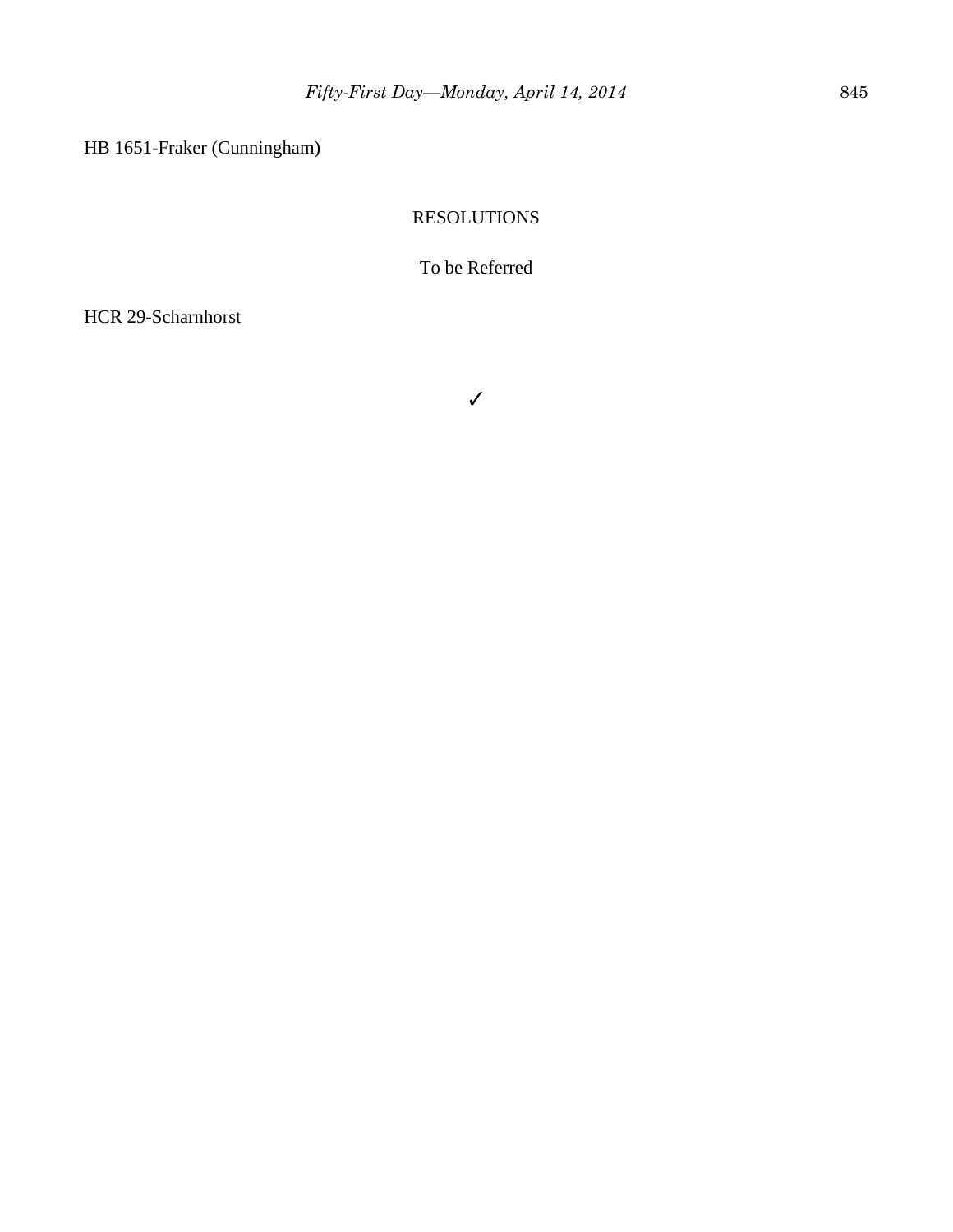HB 1651-Fraker (Cunningham)

RESOLUTIONS

To be Referred

HCR 29-Scharnhorst

✓